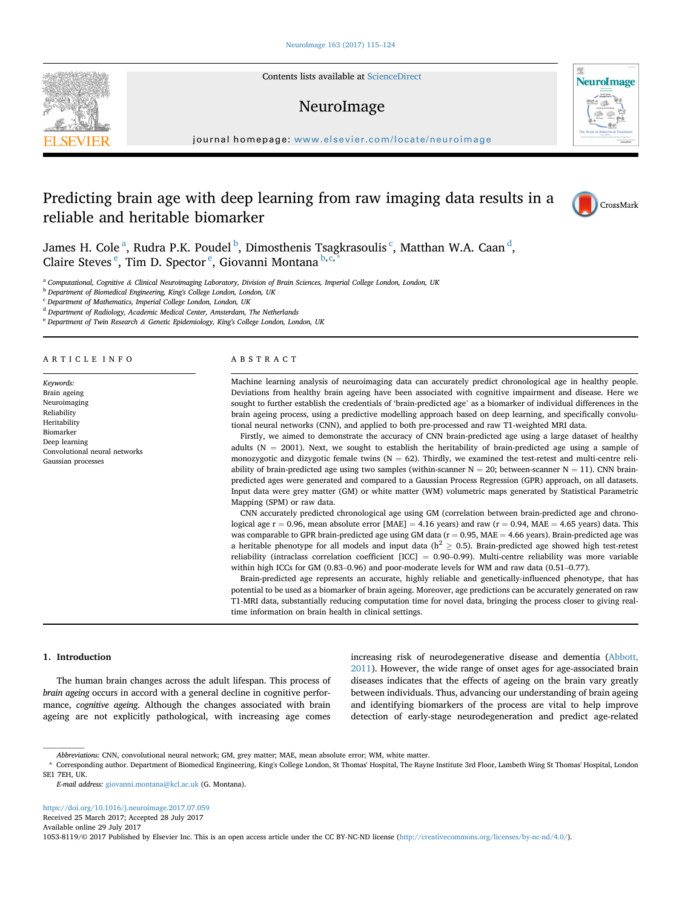# Predicting brain age with deep learning from raw imaging data results in a reliable and heritable biomarker

James H. Cole[a], Rudra P.K. Poudel[b], Dimosthenis Tsagkrasoulis[c], Matthan W.A. Caan[d], Claire Steves[e], Tim D. Spector[e], Giovanni Montana[b,c,*]

[a] Computational, Cognitive & Clinical Neuroimaging Laboratory, Division of Brain Sciences, Imperial College London, London, UK
[b] Department of Biomedical Engineering, King's College London, London, UK
[c] Department of Mathematics, Imperial College London, London, UK
[d] Department of Radiology, Academic Medical Center, Amsterdam, The Netherlands
[e] Department of Twin Research & Genetic Epidemiology, King's College London, London, UK

## ARTICLE INFO

*Keywords:*
Brain ageing
Neuroimaging
Reliability
Heritability
Biomarker
Deep learning
Convolutional neural networks
Gaussian processes

## ABSTRACT

Machine learning analysis of neuroimaging data can accurately predict chronological age in healthy people. Deviations from healthy brain ageing have been associated with cognitive impairment and disease. Here we sought to further establish the credentials of 'brain-predicted age' as a biomarker of individual differences in the brain ageing process, using a predictive modelling approach based on deep learning, and specifically convolutional neural networks (CNN), and applied to both pre-processed and raw T1-weighted MRI data.

Firstly, we aimed to demonstrate the accuracy of CNN brain-predicted age using a large dataset of healthy adults (N = 2001). Next, we sought to establish the heritability of brain-predicted age using a sample of monozygotic and dizygotic female twins (N = 62). Thirdly, we examined the test-retest and multi-centre reliability of brain-predicted age using two samples (within-scanner N = 20; between-scanner N = 11). CNN brain-predicted ages were generated and compared to a Gaussian Process Regression (GPR) approach, on all datasets. Input data were grey matter (GM) or white matter (WM) volumetric maps generated by Statistical Parametric Mapping (SPM) or raw data.

CNN accurately predicted chronological age using GM (correlation between brain-predicted age and chronological age r = 0.96, mean absolute error [MAE] = 4.16 years) and raw (r = 0.94, MAE = 4.65 years) data. This was comparable to GPR brain-predicted age using GM data (r = 0.95, MAE = 4.66 years). Brain-predicted age was a heritable phenotype for all models and input data ($h^2 \geq 0.5$). Brain-predicted age showed high test-retest reliability (intraclass correlation coefficient [ICC] = 0.90–0.99). Multi-centre reliability was more variable within high ICCs for GM (0.83–0.96) and poor-moderate levels for WM and raw data (0.51–0.77).

Brain-predicted age represents an accurate, highly reliable and genetically-influenced phenotype, that has potential to be used as a biomarker of brain ageing. Moreover, age predictions can be accurately generated on raw T1-MRI data, substantially reducing computation time for novel data, bringing the process closer to giving real-time information on brain health in clinical settings.

## 1. Introduction

The human brain changes across the adult lifespan. This process of *brain ageing* occurs in accord with a general decline in cognitive performance, *cognitive ageing*. Although the changes associated with brain ageing are not explicitly pathological, with increasing age comes increasing risk of neurodegenerative disease and dementia (Abbott, 2011). However, the wide range of onset ages for age-associated brain diseases indicates that the effects of ageing on the brain vary greatly between individuals. Thus, advancing our understanding of brain ageing and identifying biomarkers of the process are vital to help improve detection of early-stage neurodegeneration and predict age-related

*Abbreviations:* CNN, convolutional neural network; GM, grey matter; MAE, mean absolute error; WM, white matter.

\* Corresponding author. Department of Biomedical Engineering, King's College London, St Thomas' Hospital, The Rayne Institute 3rd Floor, Lambeth Wing St Thomas' Hospital, London SE1 7EH, UK.

*E-mail address:* giovanni.montana@kcl.ac.uk (G. Montana).

https://doi.org/10.1016/j.neuroimage.2017.07.059
Received 25 March 2017; Accepted 28 July 2017
Available online 29 July 2017
1053-8119/© 2017 Published by Elsevier Inc. This is an open access article under the CC BY-NC-ND license (http://creativecommons.org/licenses/by-nc-nd/4.0/).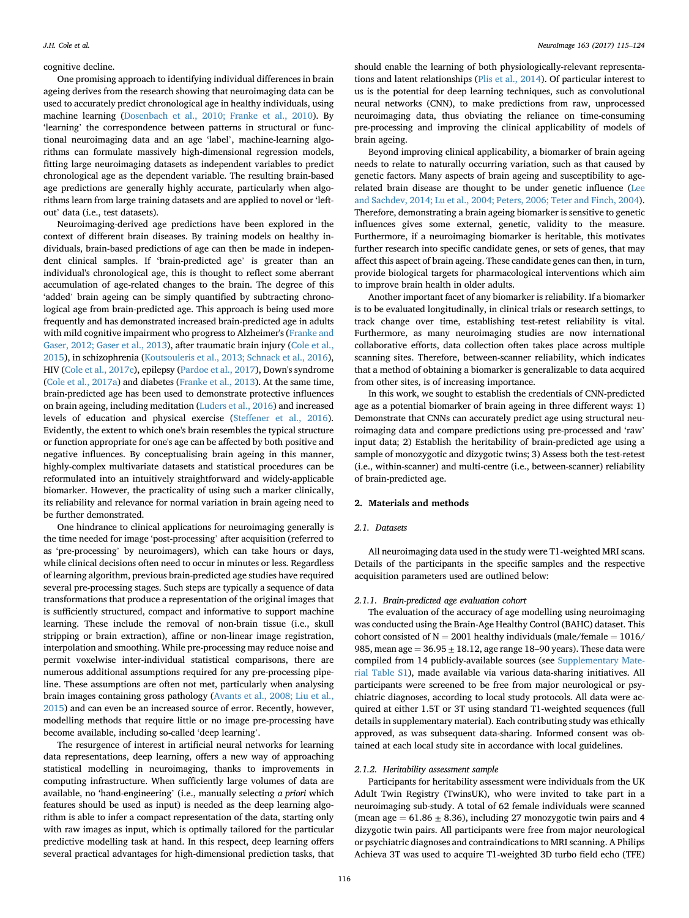cognitive decline.

One promising approach to identifying individual differences in brain ageing derives from the research showing that neuroimaging data can be used to accurately predict chronological age in healthy individuals, using machine learning (Dosenbach et al., 2010; Franke et al., 2010). By 'learning' the correspondence between patterns in structural or functional neuroimaging data and an age 'label', machine-learning algorithms can formulate massively high-dimensional regression models, fitting large neuroimaging datasets as independent variables to predict chronological age as the dependent variable. The resulting brain-based age predictions are generally highly accurate, particularly when algorithms learn from large training datasets and are applied to novel or 'left-out' data (i.e., test datasets).

Neuroimaging-derived age predictions have been explored in the context of different brain diseases. By training models on healthy individuals, brain-based predictions of age can then be made in independent clinical samples. If 'brain-predicted age' is greater than an individual's chronological age, this is thought to reflect some aberrant accumulation of age-related changes to the brain. The degree of this 'added' brain ageing can be simply quantified by subtracting chronological age from brain-predicted age. This approach is being used more frequently and has demonstrated increased brain-predicted age in adults with mild cognitive impairment who progress to Alzheimer's (Franke and Gaser, 2012; Gaser et al., 2013), after traumatic brain injury (Cole et al., 2015), in schizophrenia (Koutsouleris et al., 2013; Schnack et al., 2016), HIV (Cole et al., 2017c), epilepsy (Pardoe et al., 2017), Down's syndrome (Cole et al., 2017a) and diabetes (Franke et al., 2013). At the same time, brain-predicted age has been used to demonstrate protective influences on brain ageing, including meditation (Luders et al., 2016) and increased levels of education and physical exercise (Steffener et al., 2016). Evidently, the extent to which one's brain resembles the typical structure or function appropriate for one's age can be affected by both positive and negative influences. By conceptualising brain ageing in this manner, highly-complex multivariate datasets and statistical procedures can be reformulated into an intuitively straightforward and widely-applicable biomarker. However, the practicality of using such a marker clinically, its reliability and relevance for normal variation in brain ageing need to be further demonstrated.

One hindrance to clinical applications for neuroimaging generally is the time needed for image 'post-processing' after acquisition (referred to as 'pre-processing' by neuroimagers), which can take hours or days, while clinical decisions often need to occur in minutes or less. Regardless of learning algorithm, previous brain-predicted age studies have required several pre-processing stages. Such steps are typically a sequence of data transformations that produce a representation of the original images that is sufficiently structured, compact and informative to support machine learning. These include the removal of non-brain tissue (i.e., skull stripping or brain extraction), affine or non-linear image registration, interpolation and smoothing. While pre-processing may reduce noise and permit voxelwise inter-individual statistical comparisons, there are numerous additional assumptions required for any pre-processing pipeline. These assumptions are often not met, particularly when analysing brain images containing gross pathology (Avants et al., 2008; Liu et al., 2015) and can even be an increased source of error. Recently, however, modelling methods that require little or no image pre-processing have become available, including so-called 'deep learning'.

The resurgence of interest in artificial neural networks for learning data representations, deep learning, offers a new way of approaching statistical modelling in neuroimaging, thanks to improvements in computing infrastructure. When sufficiently large volumes of data are available, no 'hand-engineering' (i.e., manually selecting *a priori* which features should be used as input) is needed as the deep learning algorithm is able to infer a compact representation of the data, starting only with raw images as input, which is optimally tailored for the particular predictive modelling task at hand. In this respect, deep learning offers several practical advantages for high-dimensional prediction tasks, that should enable the learning of both physiologically-relevant representations and latent relationships (Plis et al., 2014). Of particular interest to us is the potential for deep learning techniques, such as convolutional neural networks (CNN), to make predictions from raw, unprocessed neuroimaging data, thus obviating the reliance on time-consuming pre-processing and improving the clinical applicability of models of brain ageing.

Beyond improving clinical applicability, a biomarker of brain ageing needs to relate to naturally occurring variation, such as that caused by genetic factors. Many aspects of brain ageing and susceptibility to age-related brain disease are thought to be under genetic influence (Lee and Sachdev, 2014; Lu et al., 2004; Peters, 2006; Teter and Finch, 2004). Therefore, demonstrating a brain ageing biomarker is sensitive to genetic influences gives some external, genetic, validity to the measure. Furthermore, if a neuroimaging biomarker is heritable, this motivates further research into specific candidate genes, or sets of genes, that may affect this aspect of brain ageing. These candidate genes can then, in turn, provide biological targets for pharmacological interventions which aim to improve brain health in older adults.

Another important facet of any biomarker is reliability. If a biomarker is to be evaluated longitudinally, in clinical trials or research settings, to track change over time, establishing test-retest reliability is vital. Furthermore, as many neuroimaging studies are now international collaborative efforts, data collection often takes place across multiple scanning sites. Therefore, between-scanner reliability, which indicates that a method of obtaining a biomarker is generalizable to data acquired from other sites, is of increasing importance.

In this work, we sought to establish the credentials of CNN-predicted age as a potential biomarker of brain ageing in three different ways: 1) Demonstrate that CNNs can accurately predict age using structural neuroimaging data and compare predictions using pre-processed and 'raw' input data; 2) Establish the heritability of brain-predicted age using a sample of monozygotic and dizygotic twins; 3) Assess both the test-retest (i.e., within-scanner) and multi-centre (i.e., between-scanner) reliability of brain-predicted age.

## 2. Materials and methods

### 2.1. Datasets

All neuroimaging data used in the study were T1-weighted MRI scans. Details of the participants in the specific samples and the respective acquisition parameters used are outlined below:

#### 2.1.1. Brain-predicted age evaluation cohort

The evaluation of the accuracy of age modelling using neuroimaging was conducted using the Brain-Age Healthy Control (BAHC) dataset. This cohort consisted of N = 2001 healthy individuals (male/female = 1016/985, mean age = 36.95 ± 18.12, age range 18–90 years). These data were compiled from 14 publicly-available sources (see Supplementary Material Table S1), made available via various data-sharing initiatives. All participants were screened to be free from major neurological or psychiatric diagnoses, according to local study protocols. All data were acquired at either 1.5T or 3T using standard T1-weighted sequences (full details in supplementary material). Each contributing study was ethically approved, as was subsequent data-sharing. Informed consent was obtained at each local study site in accordance with local guidelines.

#### 2.1.2. Heritability assessment sample

Participants for heritability assessment were individuals from the UK Adult Twin Registry (TwinsUK), who were invited to take part in a neuroimaging sub-study. A total of 62 female individuals were scanned (mean age = 61.86 ± 8.36), including 27 monozygotic twin pairs and 4 dizygotic twin pairs. All participants were free from major neurological or psychiatric diagnoses and contraindications to MRI scanning. A Philips Achieva 3T was used to acquire T1-weighted 3D turbo field echo (TFE)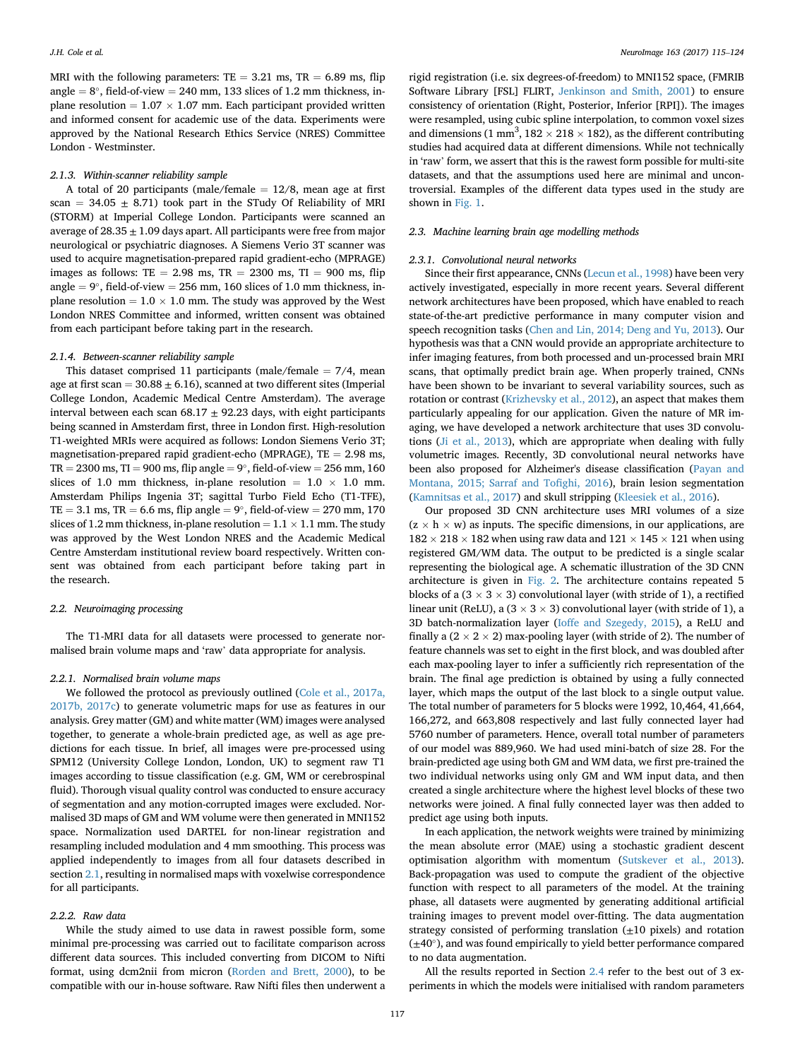MRI with the following parameters: TE = 3.21 ms, TR = 6.89 ms, flip angle = 8°, field-of-view = 240 mm, 133 slices of 1.2 mm thickness, in-plane resolution = 1.07 × 1.07 mm. Each participant provided written and informed consent for academic use of the data. Experiments were approved by the National Research Ethics Service (NRES) Committee London - Westminster.

#### 2.1.3. Within-scanner reliability sample

A total of 20 participants (male/female = 12/8, mean age at first scan = 34.05 ± 8.71) took part in the STudy Of Reliability of MRI (STORM) at Imperial College London. Participants were scanned an average of 28.35 ± 1.09 days apart. All participants were free from major neurological or psychiatric diagnoses. A Siemens Verio 3T scanner was used to acquire magnetisation-prepared rapid gradient-echo (MPRAGE) images as follows: TE = 2.98 ms, TR = 2300 ms, TI = 900 ms, flip angle = 9°, field-of-view = 256 mm, 160 slices of 1.0 mm thickness, in-plane resolution = 1.0 × 1.0 mm. The study was approved by the West London NRES Committee and informed, written consent was obtained from each participant before taking part in the research.

#### 2.1.4. Between-scanner reliability sample

This dataset comprised 11 participants (male/female = 7/4, mean age at first scan = 30.88 ± 6.16), scanned at two different sites (Imperial College London, Academic Medical Centre Amsterdam). The average interval between each scan 68.17 ± 92.23 days, with eight participants being scanned in Amsterdam first, three in London first. High-resolution T1-weighted MRIs were acquired as follows: London Siemens Verio 3T; magnetisation-prepared rapid gradient-echo (MPRAGE), TE = 2.98 ms, TR = 2300 ms, TI = 900 ms, flip angle = 9°, field-of-view = 256 mm, 160 slices of 1.0 mm thickness, in-plane resolution = 1.0 × 1.0 mm. Amsterdam Philips Ingenia 3T; sagittal Turbo Field Echo (T1-TFE), TE = 3.1 ms, TR = 6.6 ms, flip angle = 9°, field-of-view = 270 mm, 170 slices of 1.2 mm thickness, in-plane resolution = 1.1 × 1.1 mm. The study was approved by the West London NRES and the Academic Medical Centre Amsterdam institutional review board respectively. Written consent was obtained from each participant before taking part in the research.

### 2.2. Neuroimaging processing

The T1-MRI data for all datasets were processed to generate normalised brain volume maps and 'raw' data appropriate for analysis.

#### 2.2.1. Normalised brain volume maps

We followed the protocol as previously outlined (Cole et al., 2017a, 2017b, 2017c) to generate volumetric maps for use as features in our analysis. Grey matter (GM) and white matter (WM) images were analysed together, to generate a whole-brain predicted age, as well as age predictions for each tissue. In brief, all images were pre-processed using SPM12 (University College London, London, UK) to segment raw T1 images according to tissue classification (e.g. GM, WM or cerebrospinal fluid). Thorough visual quality control was conducted to ensure accuracy of segmentation and any motion-corrupted images were excluded. Normalised 3D maps of GM and WM volume were then generated in MNI152 space. Normalization used DARTEL for non-linear registration and resampling included modulation and 4 mm smoothing. This process was applied independently to images from all four datasets described in section 2.1, resulting in normalised maps with voxelwise correspondence for all participants.

#### 2.2.2. Raw data

While the study aimed to use data in rawest possible form, some minimal pre-processing was carried out to facilitate comparison across different data sources. This included converting from DICOM to Nifti format, using dcm2nii from micron (Rorden and Brett, 2000), to be compatible with our in-house software. Raw Nifti files then underwent a rigid registration (i.e. six degrees-of-freedom) to MNI152 space, (FMRIB Software Library [FSL] FLIRT, Jenkinson and Smith, 2001) to ensure consistency of orientation (Right, Posterior, Inferior [RPI]). The images were resampled, using cubic spline interpolation, to common voxel sizes and dimensions (1 mm$^3$, 182 × 218 × 182), as the different contributing studies had acquired data at different dimensions. While not technically in 'raw' form, we assert that this is the rawest form possible for multi-site datasets, and that the assumptions used here are minimal and uncontroversial. Examples of the different data types used in the study are shown in Fig. 1.

### 2.3. Machine learning brain age modelling methods

#### 2.3.1. Convolutional neural networks

Since their first appearance, CNNs (Lecun et al., 1998) have been very actively investigated, especially in more recent years. Several different network architectures have been proposed, which have enabled to reach state-of-the-art predictive performance in many computer vision and speech recognition tasks (Chen and Lin, 2014; Deng and Yu, 2013). Our hypothesis was that a CNN would provide an appropriate architecture to infer imaging features, from both processed and un-processed brain MRI scans, that optimally predict brain age. When properly trained, CNNs have been shown to be invariant to several variability sources, such as rotation or contrast (Krizhevsky et al., 2012), an aspect that makes them particularly appealing for our application. Given the nature of MR imaging, we have developed a network architecture that uses 3D convolutions (Ji et al., 2013), which are appropriate when dealing with fully volumetric images. Recently, 3D convolutional neural networks have been also proposed for Alzheimer's disease classification (Payan and Montana, 2015; Sarraf and Tofighi, 2016), brain lesion segmentation (Kamnitsas et al., 2017) and skull stripping (Kleesiek et al., 2016).

Our proposed 3D CNN architecture uses MRI volumes of a size (z × h × w) as inputs. The specific dimensions, in our applications, are 182 × 218 × 182 when using raw data and 121 × 145 × 121 when using registered GM/WM data. The output to be predicted is a single scalar representing the biological age. A schematic illustration of the 3D CNN architecture is given in Fig. 2. The architecture contains repeated 5 blocks of a (3 × 3 × 3) convolutional layer (with stride of 1), a rectified linear unit (ReLU), a (3 × 3 × 3) convolutional layer (with stride of 1), a 3D batch-normalization layer (Ioffe and Szegedy, 2015), a ReLU and finally a (2 × 2 × 2) max-pooling layer (with stride of 2). The number of feature channels was set to eight in the first block, and was doubled after each max-pooling layer to infer a sufficiently rich representation of the brain. The final age prediction is obtained by using a fully connected layer, which maps the output of the last block to a single output value. The total number of parameters for 5 blocks were 1992, 10,464, 41,664, 166,272, and 663,808 respectively and last fully connected layer had 5760 number of parameters. Hence, overall total number of parameters of our model was 889,960. We had used mini-batch of size 28. For the brain-predicted age using both GM and WM data, we first pre-trained the two individual networks using only GM and WM input data, and then created a single architecture where the highest level blocks of these two networks were joined. A final fully connected layer was then added to predict age using both inputs.

In each application, the network weights were trained by minimizing the mean absolute error (MAE) using a stochastic gradient descent optimisation algorithm with momentum (Sutskever et al., 2013). Back-propagation was used to compute the gradient of the objective function with respect to all parameters of the model. At the training phase, all datasets were augmented by generating additional artificial training images to prevent model over-fitting. The data augmentation strategy consisted of performing translation (±10 pixels) and rotation (±40°), and was found empirically to yield better performance compared to no data augmentation.

All the results reported in Section 2.4 refer to the best out of 3 experiments in which the models were initialised with random parameters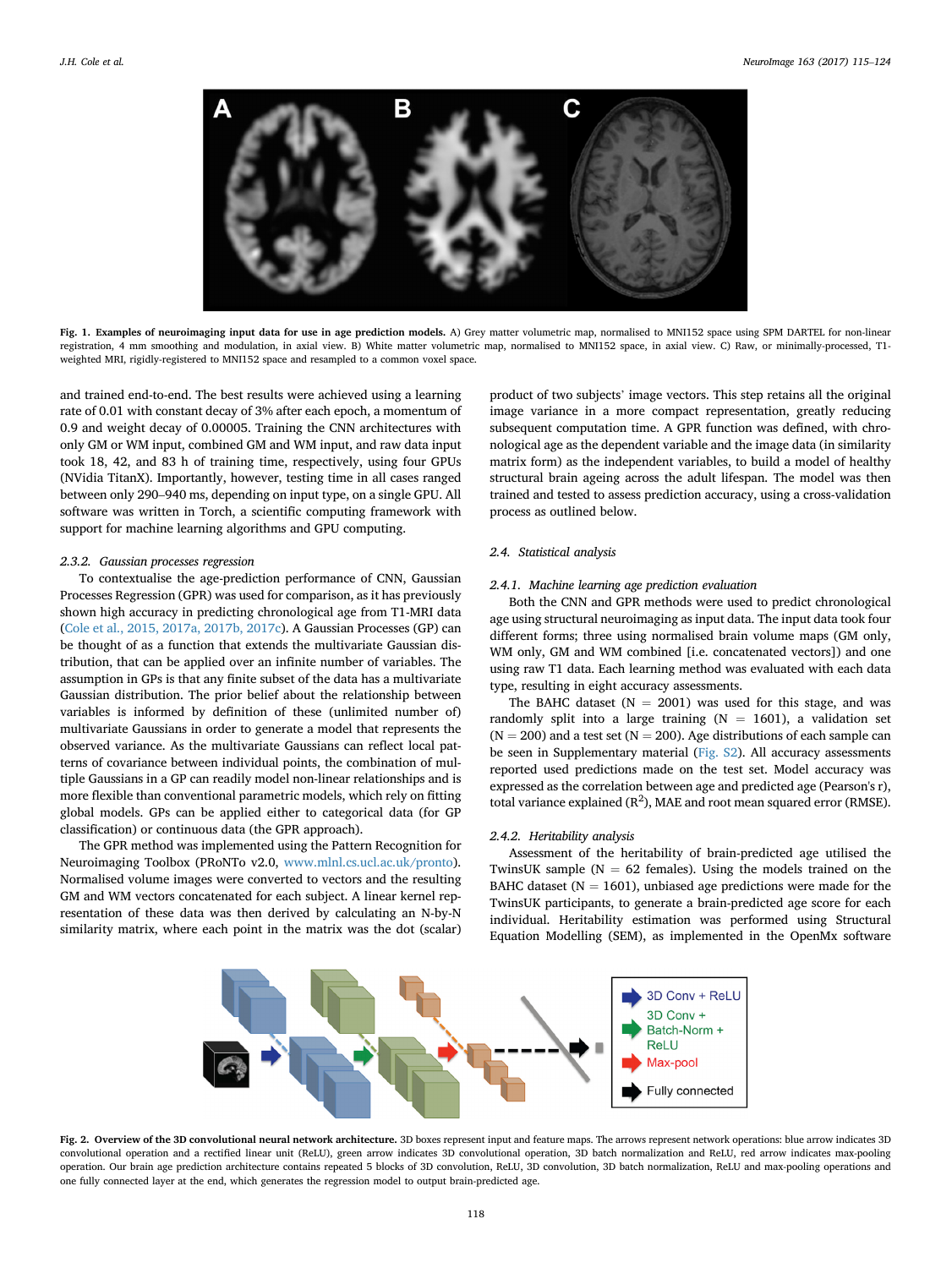**Fig. 1. Examples of neuroimaging input data for use in age prediction models.** A) Grey matter volumetric map, normalised to MNI152 space using SPM DARTEL for non-linear registration, 4 mm smoothing and modulation, in axial view. B) White matter volumetric map, normalised to MNI152 space, in axial view. C) Raw, or minimally-processed, T1-weighted MRI, rigidly-registered to MNI152 space and resampled to a common voxel space.

and trained end-to-end. The best results were achieved using a learning rate of 0.01 with constant decay of 3% after each epoch, a momentum of 0.9 and weight decay of 0.00005. Training the CNN architectures with only GM or WM input, combined GM and WM input, and raw data input took 18, 42, and 83 h of training time, respectively, using four GPUs (NVidia TitanX). Importantly, however, testing time in all cases ranged between only 290–940 ms, depending on input type, on a single GPU. All software was written in Torch, a scientific computing framework with support for machine learning algorithms and GPU computing.

#### 2.3.2. Gaussian processes regression

To contextualise the age-prediction performance of CNN, Gaussian Processes Regression (GPR) was used for comparison, as it has previously shown high accuracy in predicting chronological age from T1-MRI data (Cole et al., 2015, 2017a, 2017b, 2017c). A Gaussian Processes (GP) can be thought of as a function that extends the multivariate Gaussian distribution, that can be applied over an infinite number of variables. The assumption in GPs is that any finite subset of the data has a multivariate Gaussian distribution. The prior belief about the relationship between variables is informed by definition of these (unlimited number of) multivariate Gaussians in order to generate a model that represents the observed variance. As the multivariate Gaussians can reflect local patterns of covariance between individual points, the combination of multiple Gaussians in a GP can readily model non-linear relationships and is more flexible than conventional parametric models, which rely on fitting global models. GPs can be applied either to categorical data (for GP classification) or continuous data (the GPR approach).

The GPR method was implemented using the Pattern Recognition for Neuroimaging Toolbox (PRoNTo v2.0, www.mlnl.cs.ucl.ac.uk/pronto). Normalised volume images were converted to vectors and the resulting GM and WM vectors concatenated for each subject. A linear kernel representation of these data was then derived by calculating an N-by-N similarity matrix, where each point in the matrix was the dot (scalar) product of two subjects' image vectors. This step retains all the original image variance in a more compact representation, greatly reducing subsequent computation time. A GPR function was defined, with chronological age as the dependent variable and the image data (in similarity matrix form) as the independent variables, to build a model of healthy structural brain ageing across the adult lifespan. The model was then trained and tested to assess prediction accuracy, using a cross-validation process as outlined below.

### 2.4. Statistical analysis

#### 2.4.1. Machine learning age prediction evaluation

Both the CNN and GPR methods were used to predict chronological age using structural neuroimaging as input data. The input data took four different forms; three using normalised brain volume maps (GM only, WM only, GM and WM combined [i.e. concatenated vectors]) and one using raw T1 data. Each learning method was evaluated with each data type, resulting in eight accuracy assessments.

The BAHC dataset (N = 2001) was used for this stage, and was randomly split into a large training (N = 1601), a validation set (N = 200) and a test set (N = 200). Age distributions of each sample can be seen in Supplementary material (Fig. S2). All accuracy assessments reported used predictions made on the test set. Model accuracy was expressed as the correlation between age and predicted age (Pearson's r), total variance explained ($R^2$), MAE and root mean squared error (RMSE).

#### 2.4.2. Heritability analysis

Assessment of the heritability of brain-predicted age utilised the TwinsUK sample (N = 62 females). Using the models trained on the BAHC dataset (N = 1601), unbiased age predictions were made for the TwinsUK participants, to generate a brain-predicted age score for each individual. Heritability estimation was performed using Structural Equation Modelling (SEM), as implemented in the OpenMx software

**Fig. 2. Overview of the 3D convolutional neural network architecture.** 3D boxes represent input and feature maps. The arrows represent network operations: blue arrow indicates 3D convolutional operation and a rectified linear unit (ReLU), green arrow indicates 3D convolutional operation, 3D batch normalization and ReLU, red arrow indicates max-pooling operation. Our brain age prediction architecture contains repeated 5 blocks of 3D convolution, ReLU, 3D convolution, 3D batch normalization, ReLU and max-pooling operations and one fully connected layer at the end, which generates the regression model to output brain-predicted age.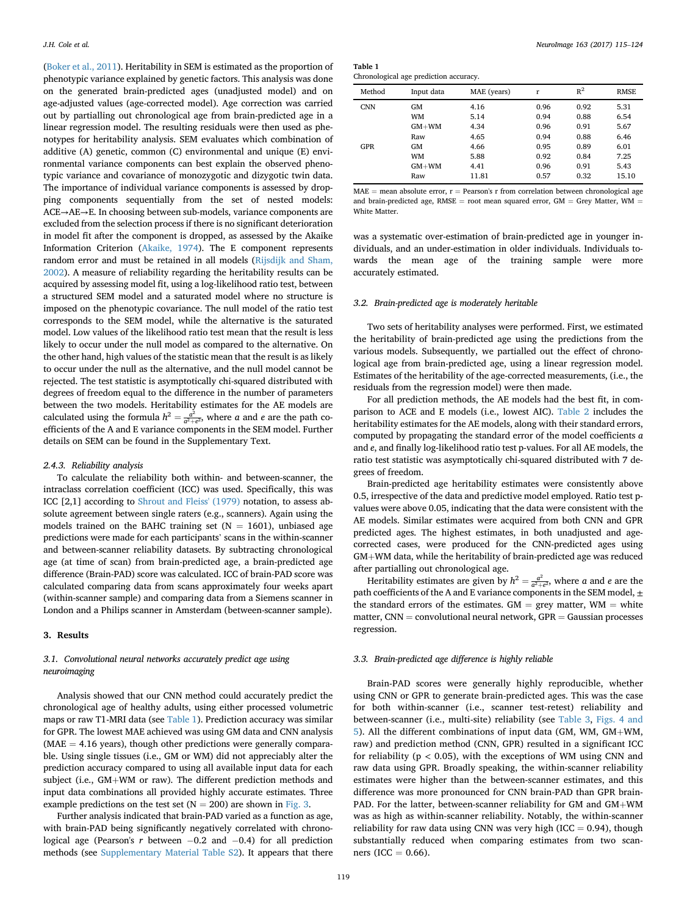(Boker et al., 2011). Heritability in SEM is estimated as the proportion of phenotypic variance explained by genetic factors. This analysis was done on the generated brain-predicted ages (unadjusted model) and on age-adjusted values (age-corrected model). Age correction was carried out by partialling out chronological age from brain-predicted age in a linear regression model. The resulting residuals were then used as phenotypes for heritability analysis. SEM evaluates which combination of additive (A) genetic, common (C) environmental and unique (E) environmental variance components can best explain the observed phenotypic variance and covariance of monozygotic and dizygotic twin data. The importance of individual variance components is assessed by dropping components sequentially from the set of nested models: ACE→AE→E. In choosing between sub-models, variance components are excluded from the selection process if there is no significant deterioration in model fit after the component is dropped, as assessed by the Akaike Information Criterion (Akaike, 1974). The E component represents random error and must be retained in all models (Rijsdijk and Sham, 2002). A measure of reliability regarding the heritability results can be acquired by assessing model fit, using a log-likelihood ratio test, between a structured SEM model and a saturated model where no structure is imposed on the phenotypic covariance. The null model of the ratio test corresponds to the SEM model, while the alternative is the saturated model. Low values of the likelihood ratio test mean that the result is less likely to occur under the null model as compared to the alternative. On the other hand, high values of the statistic mean that the result is as likely to occur under the null as the alternative, and the null model cannot be rejected. The test statistic is asymptotically chi-squared distributed with degrees of freedom equal to the difference in the number of parameters between the two models. Heritability estimates for the AE models are calculated using the formula $h^2 = \frac{a^2}{a^2+e^2}$, where $a$ and $e$ are the path coefficients of the A and E variance components in the SEM model. Further details on SEM can be found in the Supplementary Text.

#### 2.4.3. Reliability analysis

To calculate the reliability both within- and between-scanner, the intraclass correlation coefficient (ICC) was used. Specifically, this was ICC [2,1] according to Shrout and Fleiss' (1979) notation, to assess absolute agreement between single raters (e.g., scanners). Again using the models trained on the BAHC training set (N = 1601), unbiased age predictions were made for each participants' scans in the within-scanner and between-scanner reliability datasets. By subtracting chronological age (at time of scan) from brain-predicted age, a brain-predicted age difference (Brain-PAD) score was calculated. ICC of brain-PAD score was calculated comparing data from scans approximately four weeks apart (within-scanner sample) and comparing data from a Siemens scanner in London and a Philips scanner in Amsterdam (between-scanner sample).

## 3. Results

### 3.1. Convolutional neural networks accurately predict age using neuroimaging

Analysis showed that our CNN method could accurately predict the chronological age of healthy adults, using either processed volumetric maps or raw T1-MRI data (see Table 1). Prediction accuracy was similar for GPR. The lowest MAE achieved was using GM data and CNN analysis (MAE = 4.16 years), though other predictions were generally comparable. Using single tissues (i.e., GM or WM) did not appreciably alter the prediction accuracy compared to using all available input data for each subject (i.e., GM+WM or raw). The different prediction methods and input data combinations all provided highly accurate estimates. Three example predictions on the test set (N = 200) are shown in Fig. 3.

Further analysis indicated that brain-PAD varied as a function as age, with brain-PAD being significantly negatively correlated with chronological age (Pearson's $r$ between −0.2 and −0.4) for all prediction methods (see Supplementary Material Table S2). It appears that there was a systematic over-estimation of brain-predicted age in younger individuals, and an under-estimation in older individuals. Individuals towards the mean age of the training sample were more accurately estimated.

**Table 1**
Chronological age prediction accuracy.

| Method | Input data | MAE (years) | r | $R^2$ | RMSE |
|---|---|---|---|---|---|
| CNN | GM | 4.16 | 0.96 | 0.92 | 5.31 |
| | WM | 5.14 | 0.94 | 0.88 | 6.54 |
| | GM+WM | 4.34 | 0.96 | 0.91 | 5.67 |
| | Raw | 4.65 | 0.94 | 0.88 | 6.46 |
| GPR | GM | 4.66 | 0.95 | 0.89 | 6.01 |
| | WM | 5.88 | 0.92 | 0.84 | 7.25 |
| | GM+WM | 4.41 | 0.96 | 0.91 | 5.43 |
| | Raw | 11.81 | 0.57 | 0.32 | 15.10 |

MAE = mean absolute error, r = Pearson's r from correlation between chronological age and brain-predicted age, RMSE = root mean squared error, GM = Grey Matter, WM = White Matter.

### 3.2. Brain-predicted age is moderately heritable

Two sets of heritability analyses were performed. First, we estimated the heritability of brain-predicted age using the predictions from the various models. Subsequently, we partialled out the effect of chronological age from brain-predicted age, using a linear regression model. Estimates of the heritability of the age-corrected measurements, (i.e., the residuals from the regression model) were then made.

For all prediction methods, the AE models had the best fit, in comparison to ACE and E models (i.e., lowest AIC). Table 2 includes the heritability estimates for the AE models, along with their standard errors, computed by propagating the standard error of the model coefficients $a$ and $e$, and finally log-likelihood ratio test p-values. For all AE models, the ratio test statistic was asymptotically chi-squared distributed with 7 degrees of freedom.

Brain-predicted age heritability estimates were consistently above 0.5, irrespective of the data and predictive model employed. Ratio test p-values were above 0.05, indicating that the data were consistent with the AE models. Similar estimates were acquired from both CNN and GPR predicted ages. The highest estimates, in both unadjusted and age-corrected cases, were produced for the CNN-predicted ages using GM+WM data, while the heritability of brain-predicted age was reduced after partialling out chronological age.

Heritability estimates are given by $h^2 = \frac{a^2}{a^2+e^2}$, where $a$ and $e$ are the path coefficients of the A and E variance components in the SEM model, ± the standard errors of the estimates. GM = grey matter, WM = white matter, CNN = convolutional neural network, GPR = Gaussian processes regression.

### 3.3. Brain-predicted age difference is highly reliable

Brain-PAD scores were generally highly reproducible, whether using CNN or GPR to generate brain-predicted ages. This was the case for both within-scanner (i.e., scanner test-retest) reliability and between-scanner (i.e., multi-site) reliability (see Table 3, Figs. 4 and 5). All the different combinations of input data (GM, WM, GM+WM, raw) and prediction method (CNN, GPR) resulted in a significant ICC for reliability ($p < 0.05$), with the exceptions of WM using CNN and raw data using GPR. Broadly speaking, the within-scanner reliability estimates were higher than the between-scanner estimates, and this difference was more pronounced for CNN brain-PAD than GPR brain-PAD. For the latter, between-scanner reliability for GM and GM+WM was as high as within-scanner reliability. Notably, the within-scanner reliability for raw data using CNN was very high (ICC = 0.94), though substantially reduced when comparing estimates from two scanners (ICC = 0.66).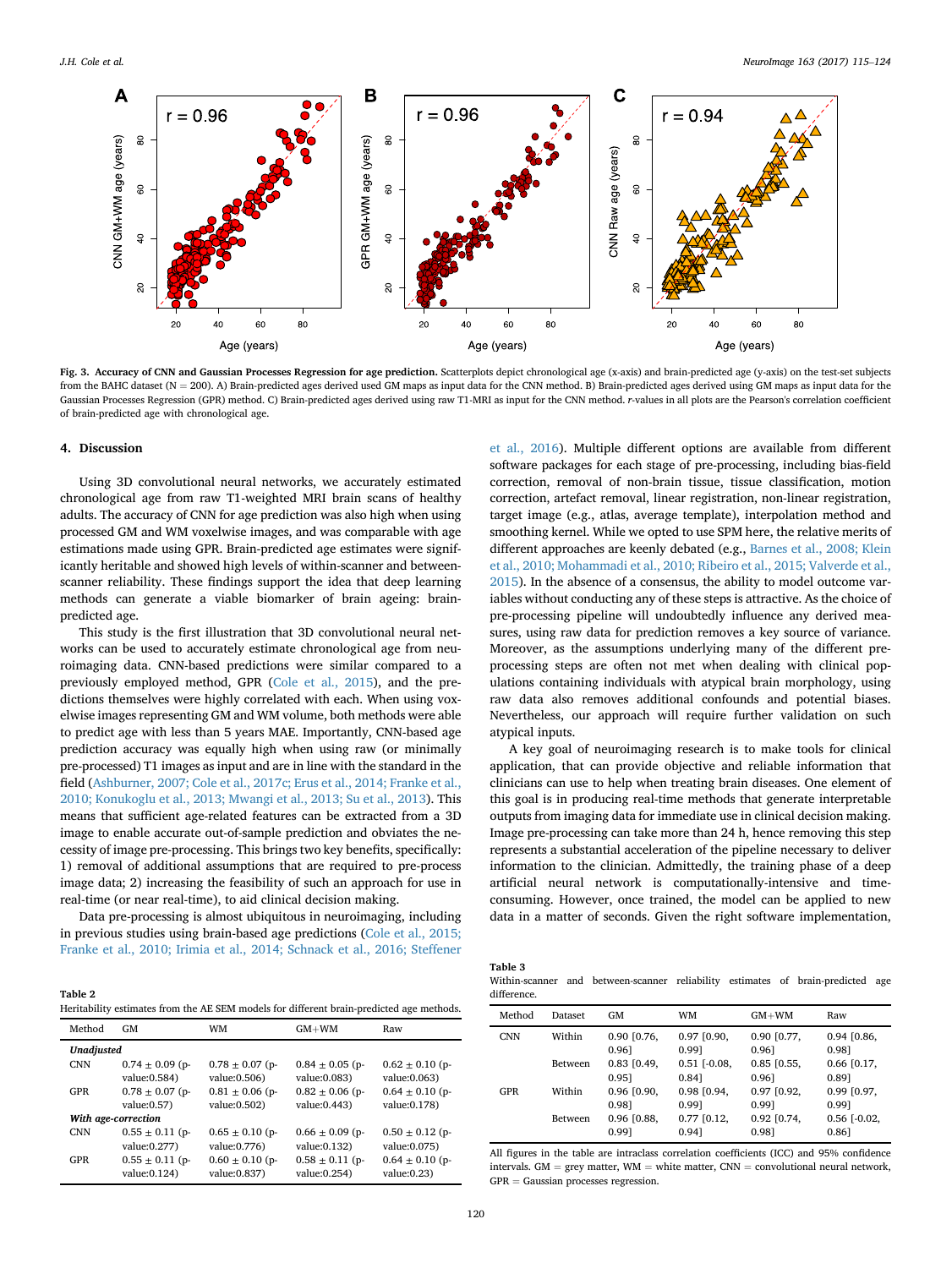**Fig. 3. Accuracy of CNN and Gaussian Processes Regression for age prediction.** Scatterplots depict chronological age (x-axis) and brain-predicted age (y-axis) on the test-set subjects from the BAHC dataset (N = 200). A) Brain-predicted ages derived used GM maps as input data for the CNN method. B) Brain-predicted ages derived using GM maps as input data for the Gaussian Processes Regression (GPR) method. C) Brain-predicted ages derived using raw T1-MRI as input for the CNN method. r-values in all plots are the Pearson's correlation coefficient of brain-predicted age with chronological age.

## 4. Discussion

Using 3D convolutional neural networks, we accurately estimated chronological age from raw T1-weighted MRI brain scans of healthy adults. The accuracy of CNN for age prediction was also high when using processed GM and WM voxelwise images, and was comparable with age estimations made using GPR. Brain-predicted age estimates were significantly heritable and showed high levels of within-scanner and between-scanner reliability. These findings support the idea that deep learning methods can generate a viable biomarker of brain ageing: brain-predicted age.

This study is the first illustration that 3D convolutional neural networks can be used to accurately estimate chronological age from neuroimaging data. CNN-based predictions were similar compared to a previously employed method, GPR (Cole et al., 2015), and the predictions themselves were highly correlated with each. When using voxelwise images representing GM and WM volume, both methods were able to predict age with less than 5 years MAE. Importantly, CNN-based age prediction accuracy was equally high when using raw (or minimally pre-processed) T1 images as input and are in line with the standard in the field (Ashburner, 2007; Cole et al., 2017c; Erus et al., 2014; Franke et al., 2010; Konukoglu et al., 2013; Mwangi et al., 2013; Su et al., 2013). This means that sufficient age-related features can be extracted from a 3D image to enable accurate out-of-sample prediction and obviates the necessity of image pre-processing. This brings two key benefits, specifically: 1) removal of additional assumptions that are required to pre-process image data; 2) increasing the feasibility of such an approach for use in real-time (or near real-time), to aid clinical decision making.

Data pre-processing is almost ubiquitous in neuroimaging, including in previous studies using brain-based age predictions (Cole et al., 2015; Franke et al., 2010; Irimia et al., 2014; Schnack et al., 2016; Steffener et al., 2016). Multiple different options are available from different software packages for each stage of pre-processing, including bias-field correction, removal of non-brain tissue, tissue classification, motion correction, artefact removal, linear registration, non-linear registration, target image (e.g., atlas, average template), interpolation method and smoothing kernel. While we opted to use SPM here, the relative merits of different approaches are keenly debated (e.g., Barnes et al., 2008; Klein et al., 2010; Mohammadi et al., 2010; Ribeiro et al., 2015; Valverde et al., 2015). In the absence of a consensus, the ability to model outcome variables without conducting any of these steps is attractive. As the choice of pre-processing pipeline will undoubtedly influence any derived measures, using raw data for prediction removes a key source of variance. Moreover, as the assumptions underlying many of the different pre-processing steps are often not met when dealing with clinical populations containing individuals with atypical brain morphology, using raw data also removes additional confounds and potential biases. Nevertheless, our approach will require further validation on such atypical inputs.

A key goal of neuroimaging research is to make tools for clinical application, that can provide objective and reliable information that clinicians can use to help when treating brain diseases. One element of this goal is in producing real-time methods that generate interpretable outputs from imaging data for immediate use in clinical decision making. Image pre-processing can take more than 24 h, hence removing this step represents a substantial acceleration of the pipeline necessary to deliver information to the clinician. Admittedly, the training phase of a deep artificial neural network is computationally-intensive and time-consuming. However, once trained, the model can be applied to new data in a matter of seconds. Given the right software implementation,

**Table 2**
Heritability estimates from the AE SEM models for different brain-predicted age methods.

| Method | GM | WM | GM+WM | Raw |
|---|---|---|---|---|
| *Unadjusted* | | | | |
| CNN | 0.74 ± 0.09 (p-value:0.584) | 0.78 ± 0.07 (p-value:0.506) | 0.84 ± 0.05 (p-value:0.083) | 0.62 ± 0.10 (p-value:0.063) |
| GPR | 0.78 ± 0.07 (p-value:0.57) | 0.81 ± 0.06 (p-value:0.502) | 0.82 ± 0.06 (p-value:0.443) | 0.64 ± 0.10 (p-value:0.178) |
| *With age-correction* | | | | |
| CNN | 0.55 ± 0.11 (p-value:0.277) | 0.65 ± 0.10 (p-value:0.776) | 0.66 ± 0.09 (p-value:0.132) | 0.50 ± 0.12 (p-value:0.075) |
| GPR | 0.55 ± 0.11 (p-value:0.124) | 0.60 ± 0.10 (p-value:0.837) | 0.58 ± 0.11 (p-value:0.254) | 0.64 ± 0.10 (p-value:0.23) |

**Table 3**
Within-scanner and between-scanner reliability estimates of brain-predicted age difference.

| Method | Dataset | GM | WM | GM+WM | Raw |
|---|---|---|---|---|---|
| CNN | Within | 0.90 [0.76, 0.96] | 0.97 [0.90, 0.99] | 0.90 [0.77, 0.96] | 0.94 [0.86, 0.98] |
| | Between | 0.83 [0.49, 0.95] | 0.51 [-0.08, 0.84] | 0.85 [0.55, 0.96] | 0.66 [0.17, 0.89] |
| GPR | Within | 0.96 [0.90, 0.98] | 0.98 [0.94, 0.99] | 0.97 [0.92, 0.99] | 0.99 [0.97, 0.99] |
| | Between | 0.96 [0.88, 0.99] | 0.77 [0.12, 0.94] | 0.92 [0.74, 0.98] | 0.56 [-0.02, 0.86] |

All figures in the table are intraclass correlation coefficients (ICC) and 95% confidence intervals. GM = grey matter, WM = white matter, CNN = convolutional neural network, GPR = Gaussian processes regression.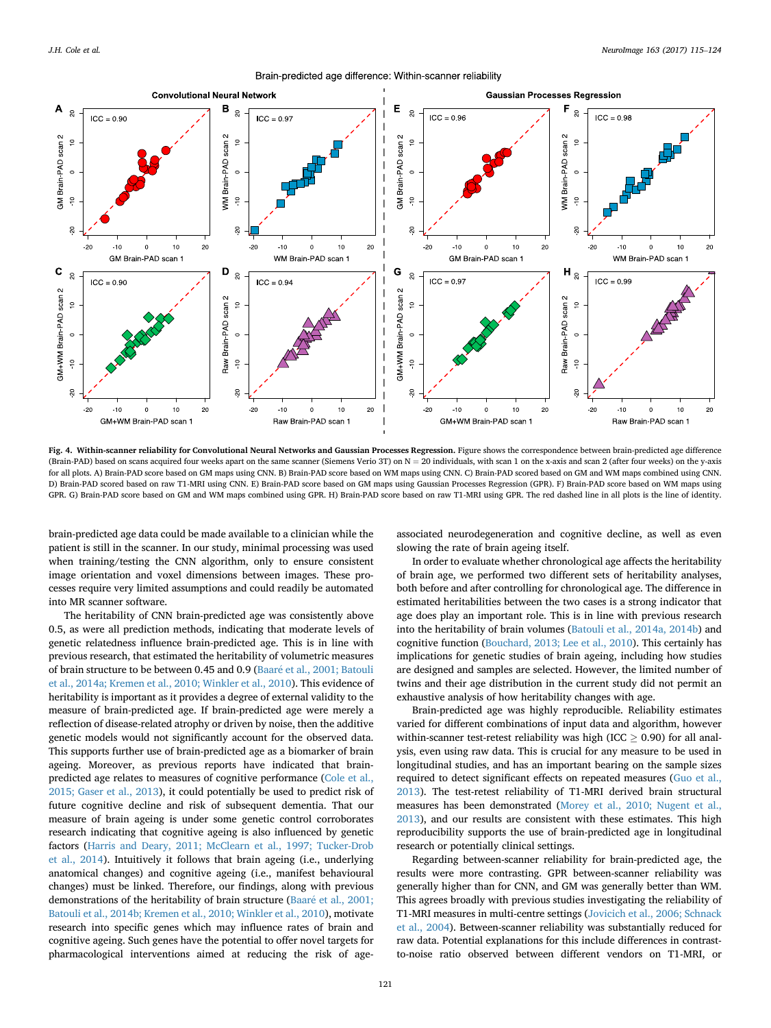**Fig. 4. Within-scanner reliability for Convolutional Neural Networks and Gaussian Processes Regression.** Figure shows the correspondence between brain-predicted age difference (Brain-PAD) based on scans acquired four weeks apart on the same scanner (Siemens Verio 3T) on N = 20 individuals, with scan 1 on the x-axis and scan 2 (after four weeks) on the y-axis for all plots. A) Brain-PAD score based on GM maps using CNN. B) Brain-PAD score based on WM maps using CNN. C) Brain-PAD scored based on GM and WM maps combined using CNN. D) Brain-PAD scored based on raw T1-MRI using CNN. E) Brain-PAD score based on GM maps using Gaussian Processes Regression (GPR). F) Brain-PAD score based on WM maps using GPR. G) Brain-PAD score based on GM and WM maps combined using GPR. H) Brain-PAD score based on raw T1-MRI using GPR. The red dashed line in all plots is the line of identity.

brain-predicted age data could be made available to a clinician while the patient is still in the scanner. In our study, minimal processing was used when training/testing the CNN algorithm, only to ensure consistent image orientation and voxel dimensions between images. These processes require very limited assumptions and could readily be automated into MR scanner software.

The heritability of CNN brain-predicted age was consistently above 0.5, as were all prediction methods, indicating that moderate levels of genetic relatedness influence brain-predicted age. This is in line with previous research, that estimated the heritability of volumetric measures of brain structure to be between 0.45 and 0.9 (Baaré et al., 2001; Batouli et al., 2014a; Kremen et al., 2010; Winkler et al., 2010). This evidence of heritability is important as it provides a degree of external validity to the measure of brain-predicted age. If brain-predicted age were merely a reflection of disease-related atrophy or driven by noise, then the additive genetic models would not significantly account for the observed data. This supports further use of brain-predicted age as a biomarker of brain ageing. Moreover, as previous reports have indicated that brain-predicted age relates to measures of cognitive performance (Cole et al., 2015; Gaser et al., 2013), it could potentially be used to predict risk of future cognitive decline and risk of subsequent dementia. That our measure of brain ageing is under some genetic control corroborates research indicating that cognitive ageing is also influenced by genetic factors (Harris and Deary, 2011; McClearn et al., 1997; Tucker-Drob et al., 2014). Intuitively it follows that brain ageing (i.e., underlying anatomical changes) and cognitive ageing (i.e., manifest behavioural changes) must be linked. Therefore, our findings, along with previous demonstrations of the heritability of brain structure (Baaré et al., 2001; Batouli et al., 2014b; Kremen et al., 2010; Winkler et al., 2010), motivate research into specific genes which may influence rates of brain and cognitive ageing. Such genes have the potential to offer novel targets for pharmacological interventions aimed at reducing the risk of age-associated neurodegeneration and cognitive decline, as well as even slowing the rate of brain ageing itself.

In order to evaluate whether chronological age affects the heritability of brain age, we performed two different sets of heritability analyses, both before and after controlling for chronological age. The difference in estimated heritabilities between the two cases is a strong indicator that age does play an important role. This is in line with previous research into the heritability of brain volumes (Batouli et al., 2014a, 2014b) and cognitive function (Bouchard, 2013; Lee et al., 2010). This certainly has implications for genetic studies of brain ageing, including how studies are designed and samples are selected. However, the limited number of twins and their age distribution in the current study did not permit an exhaustive analysis of how heritability changes with age.

Brain-predicted age was highly reproducible. Reliability estimates varied for different combinations of input data and algorithm, however within-scanner test-retest reliability was high (ICC $\geq$ 0.90) for all analysis, even using raw data. This is crucial for any measure to be used in longitudinal studies, and has an important bearing on the sample sizes required to detect significant effects on repeated measures (Guo et al., 2013). The test-retest reliability of T1-MRI derived brain structural measures has been demonstrated (Morey et al., 2010; Nugent et al., 2013), and our results are consistent with these estimates. This high reproducibility supports the use of brain-predicted age in longitudinal research or potentially clinical settings.

Regarding between-scanner reliability for brain-predicted age, the results were more contrasting. GPR between-scanner reliability was generally higher than for CNN, and GM was generally better than WM. This agrees broadly with previous studies investigating the reliability of T1-MRI measures in multi-centre settings (Jovicich et al., 2006; Schnack et al., 2004). Between-scanner reliability was substantially reduced for raw data. Potential explanations for this include differences in contrast-to-noise ratio observed between different vendors on T1-MRI, or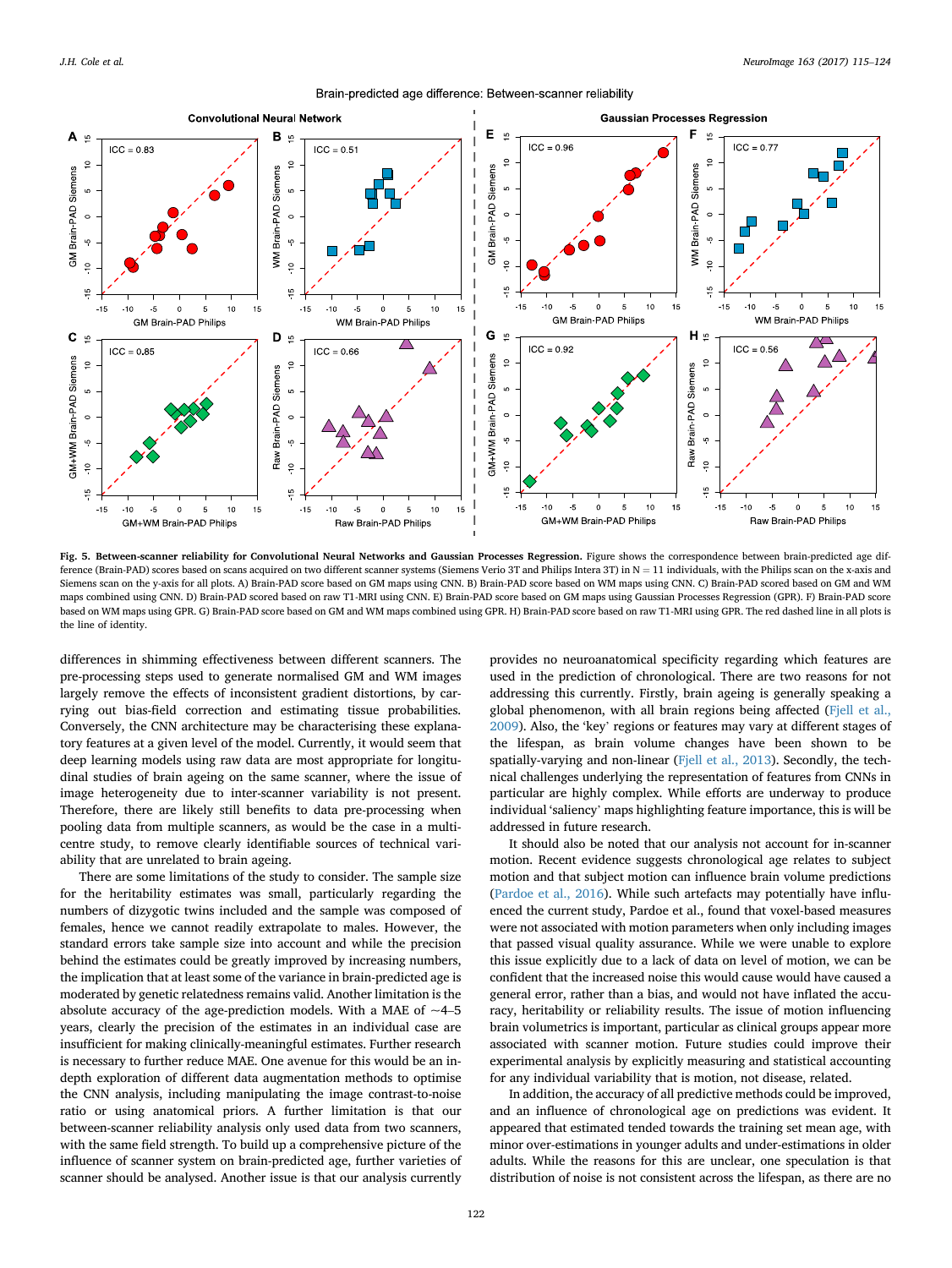Fig. 5. **Between-scanner reliability for Convolutional Neural Networks and Gaussian Processes Regression.** Figure shows the correspondence between brain-predicted age difference (Brain-PAD) scores based on scans acquired on two different scanner systems (Siemens Verio 3T and Philips Intera 3T) in N = 11 individuals, with the Philips scan on the x-axis and Siemens scan on the y-axis for all plots. A) Brain-PAD score based on GM maps using CNN. B) Brain-PAD score based on WM maps using CNN. C) Brain-PAD scored based on GM and WM maps combined using CNN. D) Brain-PAD scored based on raw T1-MRI using CNN. E) Brain-PAD score based on GM maps using Gaussian Processes Regression (GPR). F) Brain-PAD score based on WM maps using GPR. G) Brain-PAD score based on GM and WM maps combined using GPR. H) Brain-PAD score based on raw T1-MRI using GPR. The red dashed line in all plots is the line of identity.

differences in shimming effectiveness between different scanners. The pre-processing steps used to generate normalised GM and WM images largely remove the effects of inconsistent gradient distortions, by carrying out bias-field correction and estimating tissue probabilities. Conversely, the CNN architecture may be characterising these explanatory features at a given level of the model. Currently, it would seem that deep learning models using raw data are most appropriate for longitudinal studies of brain ageing on the same scanner, where the issue of image heterogeneity due to inter-scanner variability is not present. Therefore, there are likely still benefits to data pre-processing when pooling data from multiple scanners, as would be the case in a multi-centre study, to remove clearly identifiable sources of technical variability that are unrelated to brain ageing.

There are some limitations of the study to consider. The sample size for the heritability estimates was small, particularly regarding the numbers of dizygotic twins included and the sample was composed of females, hence we cannot readily extrapolate to males. However, the standard errors take sample size into account and while the precision behind the estimates could be greatly improved by increasing numbers, the implication that at least some of the variance in brain-predicted age is moderated by genetic relatedness remains valid. Another limitation is the absolute accuracy of the age-prediction models. With a MAE of ~4–5 years, clearly the precision of the estimates in an individual case are insufficient for making clinically-meaningful estimates. Further research is necessary to further reduce MAE. One avenue for this would be an in-depth exploration of different data augmentation methods to optimise the CNN analysis, including manipulating the image contrast-to-noise ratio or using anatomical priors. A further limitation is that our between-scanner reliability analysis only used data from two scanners, with the same field strength. To build up a comprehensive picture of the influence of scanner system on brain-predicted age, further varieties of scanner should be analysed. Another issue is that our analysis currently provides no neuroanatomical specificity regarding which features are used in the prediction of chronological. There are two reasons for not addressing this currently. Firstly, brain ageing is generally speaking a global phenomenon, with all brain regions being affected (Fjell et al., 2009). Also, the 'key' regions or features may vary at different stages of the lifespan, as brain volume changes have been shown to be spatially-varying and non-linear (Fjell et al., 2013). Secondly, the technical challenges underlying the representation of features from CNNs in particular are highly complex. While efforts are underway to produce individual 'saliency' maps highlighting feature importance, this is will be addressed in future research.

It should also be noted that our analysis not account for in-scanner motion. Recent evidence suggests chronological age relates to subject motion and that subject motion can influence brain volume predictions (Pardoe et al., 2016). While such artefacts may potentially have influenced the current study, Pardoe et al., found that voxel-based measures were not associated with motion parameters when only including images that passed visual quality assurance. While we were unable to explore this issue explicitly due to a lack of data on level of motion, we can be confident that the increased noise this would cause would have caused a general error, rather than a bias, and would not have inflated the accuracy, heritability or reliability results. The issue of motion influencing brain volumetrics is important, particular as clinical groups appear more associated with scanner motion. Future studies could improve their experimental analysis by explicitly measuring and statistical accounting for any individual variability that is motion, not disease, related.

In addition, the accuracy of all predictive methods could be improved, and an influence of chronological age on predictions was evident. It appeared that estimated tended towards the training set mean age, with minor over-estimations in younger adults and under-estimations in older adults. While the reasons for this are unclear, one speculation is that distribution of noise is not consistent across the lifespan, as there are no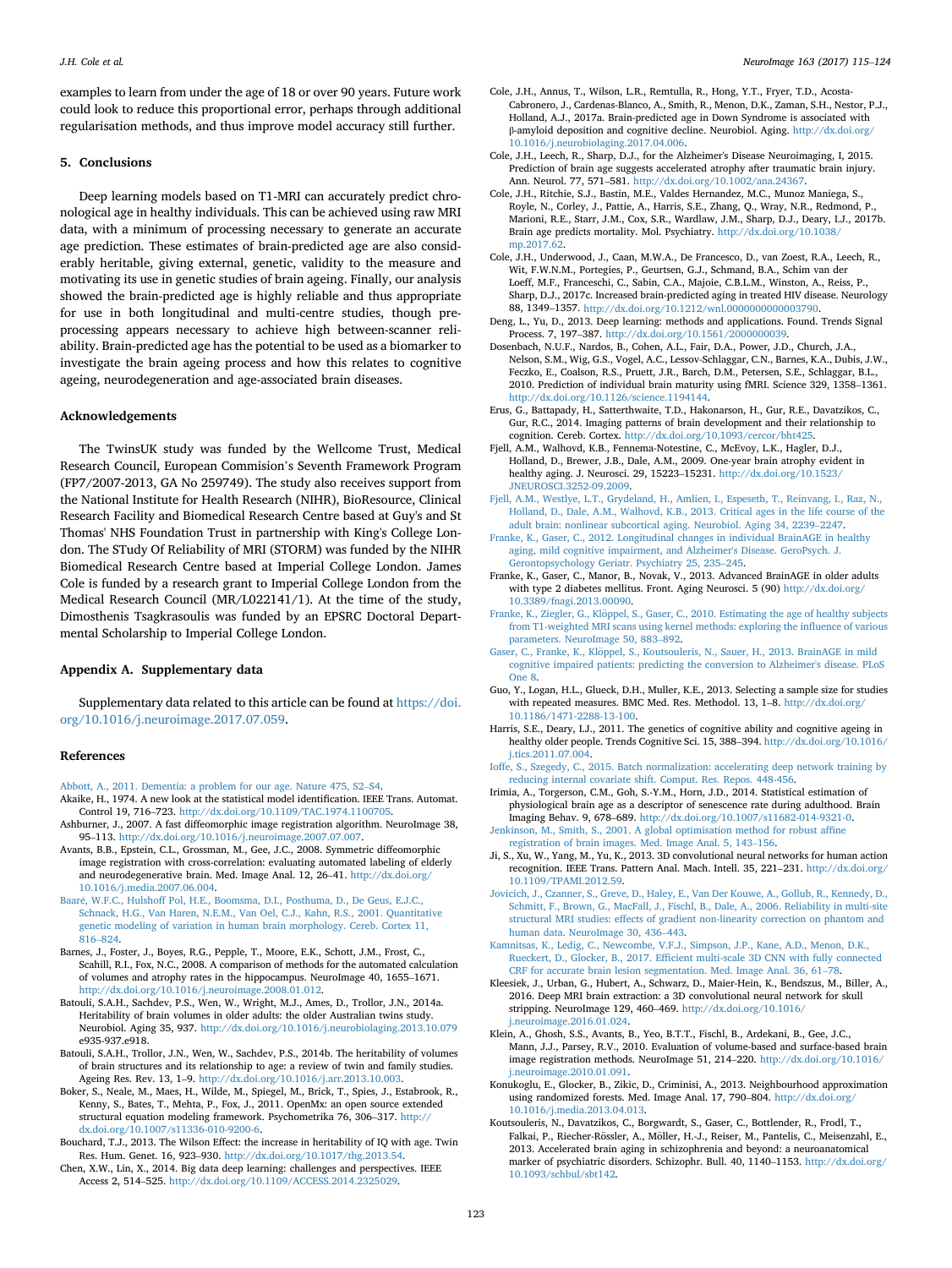examples to learn from under the age of 18 or over 90 years. Future work could look to reduce this proportional error, perhaps through additional regularisation methods, and thus improve model accuracy still further.

## 5. Conclusions

Deep learning models based on T1-MRI can accurately predict chronological age in healthy individuals. This can be achieved using raw MRI data, with a minimum of processing necessary to generate an accurate age prediction. These estimates of brain-predicted age are also considerably heritable, giving external, genetic, validity to the measure and motivating its use in genetic studies of brain ageing. Finally, our analysis showed the brain-predicted age is highly reliable and thus appropriate for use in both longitudinal and multi-centre studies, though pre-processing appears necessary to achieve high between-scanner reliability. Brain-predicted age has the potential to be used as a biomarker to investigate the brain ageing process and how this relates to cognitive ageing, neurodegeneration and age-associated brain diseases.

## Acknowledgements

The TwinsUK study was funded by the Wellcome Trust, Medical Research Council, European Commision's Seventh Framework Program (FP7/2007-2013, GA No 259749). The study also receives support from the National Institute for Health Research (NIHR), BioResource, Clinical Research Facility and Biomedical Research Centre based at Guy's and St Thomas' NHS Foundation Trust in partnership with King's College London. The STudy Of Reliability of MRI (STORM) was funded by the NIHR Biomedical Research Centre based at Imperial College London. James Cole is funded by a research grant to Imperial College London from the Medical Research Council (MR/L022141/1). At the time of the study, Dimosthenis Tsagkrasoulis was funded by an EPSRC Doctoral Departmental Scholarship to Imperial College London.

## Appendix A. Supplementary data

Supplementary data related to this article can be found at https://doi.org/10.1016/j.neuroimage.2017.07.059.

## References

Abbott, A., 2011. Dementia: a problem for our age. Nature 475, S2–S4.

Akaike, H., 1974. A new look at the statistical model identification. IEEE Trans. Automat. Control 19, 716–723. http://dx.doi.org/10.1109/TAC.1974.1100705.

Ashburner, J., 2007. A fast diffeomorphic image registration algorithm. NeuroImage 38, 95–113. http://dx.doi.org/10.1016/j.neuroimage.2007.07.007.

Avants, B.B., Epstein, C.L., Grossman, M., Gee, J.C., 2008. Symmetric diffeomorphic image registration with cross-correlation: evaluating automated labeling of elderly and neurodegenerative brain. Med. Image Anal. 12, 26–41. http://dx.doi.org/10.1016/j.media.2007.06.004.

Baaré, W.F.C., Hulshoff Pol, H.E., Boomsma, D.I., Posthuma, D., De Geus, E.J.C., Schnack, H.G., Van Haren, N.E.M., Van Oel, C.J., Kahn, R.S., 2001. Quantitative genetic modeling of variation in human brain morphology. Cereb. Cortex 11, 816–824.

Barnes, J., Foster, J., Boyes, R.G., Pepple, T., Moore, E.K., Schott, J.M., Frost, C., Scahill, R.I., Fox, N.C., 2008. A comparison of methods for the automated calculation of volumes and atrophy rates in the hippocampus. NeuroImage 40, 1655–1671. http://dx.doi.org/10.1016/j.neuroimage.2008.01.012.

Batouli, S.A.H., Sachdev, P.S., Wen, W., Wright, M.J., Ames, D., Trollor, J.N., 2014a. Heritability of brain volumes in older adults: the older Australian twins study. Neurobiol. Aging 35, 937. http://dx.doi.org/10.1016/j.neurobiolaging.2013.10.079 e935-937.e918.

Batouli, S.A.H., Trollor, J.N., Wen, W., Sachdev, P.S., 2014b. The heritability of volumes of brain structures and its relationship to age: a review of twin and family studies. Ageing Res. Rev. 13, 1–9. http://dx.doi.org/10.1016/j.arr.2013.10.003.

Boker, S., Neale, M., Maes, H., Wilde, M., Spiegel, M., Brick, T., Spies, J., Estabrook, R., Kenny, S., Bates, T., Mehta, P., Fox, J., 2011. OpenMx: an open source extended structural equation modeling framework. Psychometrika 76, 306–317. http://dx.doi.org/10.1007/s11336-010-9200-6.

Bouchard, T.J., 2013. The Wilson Effect: the increase in heritability of IQ with age. Twin Res. Hum. Genet. 16, 923–930. http://dx.doi.org/10.1017/thg.2013.54.

Chen, X.W., Lin, X., 2014. Big data deep learning: challenges and perspectives. IEEE Access 2, 514–525. http://dx.doi.org/10.1109/ACCESS.2014.2325029.

Cole, J.H., Annus, T., Wilson, L.R., Remtulla, R., Hong, Y.T., Fryer, T.D., Acosta-Cabronero, J., Cardenas-Blanco, A., Smith, R., Menon, D.K., Zaman, S.H., Nestor, P.J., Holland, A.J., 2017a. Brain-predicted age in Down Syndrome is associated with β-amyloid deposition and cognitive decline. Neurobiol. Aging. http://dx.doi.org/10.1016/j.neurobiolaging.2017.04.006.

Cole, J.H., Leech, R., Sharp, D.J., for the Alzheimer's Disease Neuroimaging, I, 2015. Prediction of brain age suggests accelerated atrophy after traumatic brain injury. Ann. Neurol. 77, 571–581. http://dx.doi.org/10.1002/ana.24367.

Cole, J.H., Ritchie, S.J., Bastin, M.E., Valdes Hernandez, M.C., Munoz Maniega, S., Royle, N., Corley, J., Pattie, A., Harris, S.E., Zhang, Q., Wray, N.R., Redmond, P., Marioni, R.E., Starr, J.M., Cox, S.R., Wardlaw, J.M., Sharp, D.J., Deary, I.J., 2017b. Brain age predicts mortality. Mol. Psychiatry. http://dx.doi.org/10.1038/mp.2017.62.

Cole, J.H., Underwood, J., Caan, M.W.A., De Francesco, D., van Zoest, R.A., Leech, R., Wit, F.W.N.M., Portegies, P., Geurtsen, G.J., Schmand, B.A., Schim van der Loeff, M.F., Franceschi, C., Sabin, C.A., Majoie, C.B.L.M., Winston, A., Reiss, P., Sharp, D.J., 2017c. Increased brain-predicted aging in treated HIV disease. Neurology 88, 1349–1357. http://dx.doi.org/10.1212/wnl.0000000000003790.

Deng, L., Yu, D., 2013. Deep learning: methods and applications. Found. Trends Signal Process. 7, 197–387. http://dx.doi.org/10.1561/2000000039.

Dosenbach, N.U.F., Nardos, B., Cohen, A.L., Fair, D.A., Power, J.D., Church, J.A., Nelson, S.M., Wig, G.S., Vogel, A.C., Lessov-Schlaggar, C.N., Barnes, K.A., Dubis, J.W., Feczko, E., Coalson, R.S., Pruett, J.R., Barch, D.M., Petersen, S.E., Schlaggar, B.L., 2010. Prediction of individual brain maturity using fMRI. Science 329, 1358–1361. http://dx.doi.org/10.1126/science.1194144.

Erus, G., Battapady, H., Satterthwaite, T.D., Hakonarson, H., Gur, R.E., Davatzikos, C., Gur, R.C., 2014. Imaging patterns of brain development and their relationship to cognition. Cereb. Cortex. http://dx.doi.org/10.1093/cercor/bht425.

Fjell, A.M., Walhovd, K.B., Fennema-Notestine, C., McEvoy, L.K., Hagler, D.J., Holland, D., Brewer, J.B., Dale, A.M., 2009. One-year brain atrophy evident in healthy aging. J. Neurosci. 29, 15223–15231. http://dx.doi.org/10.1523/JNEUROSCI.3252-09.2009.

Fjell, A.M., Westlye, L.T., Grydeland, H., Amlien, I., Espeseth, T., Reinvang, I., Raz, N., Holland, D., Dale, A.M., Walhovd, K.B., 2013. Critical ages in the life course of the adult brain: nonlinear subcortical aging. Neurobiol. Aging 34, 2239–2247.

Franke, K., Gaser, C., 2012. Longitudinal changes in individual BrainAGE in healthy aging, mild cognitive impairment, and Alzheimer's Disease. GeroPsych. J. Gerontopsychology Geriatr. Psychiatry 25, 235–245.

Franke, K., Gaser, C., Manor, B., Novak, V., 2013. Advanced BrainAGE in older adults with type 2 diabetes mellitus. Front. Aging Neurosci. 5 (90) http://dx.doi.org/10.3389/fnagi.2013.00090.

Franke, K., Ziegler, G., Klöppel, S., Gaser, C., 2010. Estimating the age of healthy subjects from T1-weighted MRI scans using kernel methods: exploring the influence of various parameters. NeuroImage 50, 883–892.

Gaser, C., Franke, K., Klöppel, S., Koutsouleris, N., Sauer, H., 2013. BrainAGE in mild cognitive impaired patients: predicting the conversion to Alzheimer's disease. PLoS One 8.

Guo, Y., Logan, H.L., Glueck, D.H., Muller, K.E., 2013. Selecting a sample size for studies with repeated measures. BMC Med. Res. Methodol. 13, 1–8. http://dx.doi.org/10.1186/1471-2288-13-100.

Harris, S.E., Deary, I.J., 2011. The genetics of cognitive ability and cognitive ageing in healthy older people. Trends Cognitive Sci. 15, 388–394. http://dx.doi.org/10.1016/j.tics.2011.07.004.

Ioffe, S., Szegedy, C., 2015. Batch normalization: accelerating deep network training by reducing internal covariate shift. Comput. Res. Repos. 448-456.

Irimia, A., Torgerson, C.M., Goh, S.-Y.M., Horn, J.D., 2014. Statistical estimation of physiological brain age as a descriptor of senescence rate during adulthood. Brain Imaging Behav. 9, 678–689. http://dx.doi.org/10.1007/s11682-014-9321-0.

Jenkinson, M., Smith, S., 2001. A global optimisation method for robust affine registration of brain images. Med. Image Anal. 5, 143–156.

Ji, S., Xu, W., Yang, M., Yu, K., 2013. 3D convolutional neural networks for human action recognition. IEEE Trans. Pattern Anal. Mach. Intell. 35, 221–231. http://dx.doi.org/10.1109/TPAMI.2012.59.

Jovicich, J., Czanner, S., Greve, D., Haley, E., Van Der Kouwe, A., Gollub, R., Kennedy, D., Schmitt, F., Brown, G., MacFall, J., Fischl, B., Dale, A., 2006. Reliability in multi-site structural MRI studies: effects of gradient non-linearity correction on phantom and human data. NeuroImage 30, 436–443.

Kamnitsas, K., Ledig, C., Newcombe, V.F.J., Simpson, J.P., Kane, A.D., Menon, D.K., Rueckert, D., Glocker, B., 2017. Efficient multi-scale 3D CNN with fully connected CRF for accurate brain lesion segmentation. Med. Image Anal. 36, 61–78.

Kleesiek, J., Urban, G., Hubert, A., Schwarz, D., Maier-Hein, K., Bendszus, M., Biller, A., 2016. Deep MRI brain extraction: a 3D convolutional neural network for skull stripping. NeuroImage 129, 460–469. http://dx.doi.org/10.1016/j.neuroimage.2016.01.024.

Klein, A., Ghosh, S.S., Avants, B., Yeo, B.T.T., Fischl, B., Ardekani, B., Gee, J.C., Mann, J.J., Parsey, R.V., 2010. Evaluation of volume-based and surface-based brain image registration methods. NeuroImage 51, 214–220. http://dx.doi.org/10.1016/j.neuroimage.2010.01.091.

Konukoglu, E., Glocker, B., Zikic, D., Criminisi, A., 2013. Neighbourhood approximation using randomized forests. Med. Image Anal. 17, 790–804. http://dx.doi.org/10.1016/j.media.2013.04.013.

Koutsouleris, N., Davatzikos, C., Borgwardt, S., Gaser, C., Bottlender, R., Frodl, T., Falkai, P., Riecher-Rössler, A., Möller, H.-J., Reiser, M., Pantelis, C., Meisenzahl, E., 2013. Accelerated brain aging in schizophrenia and beyond: a neuroanatomical marker of psychiatric disorders. Schizophr. Bull. 40, 1140–1153. http://dx.doi.org/10.1093/schbul/sbt142.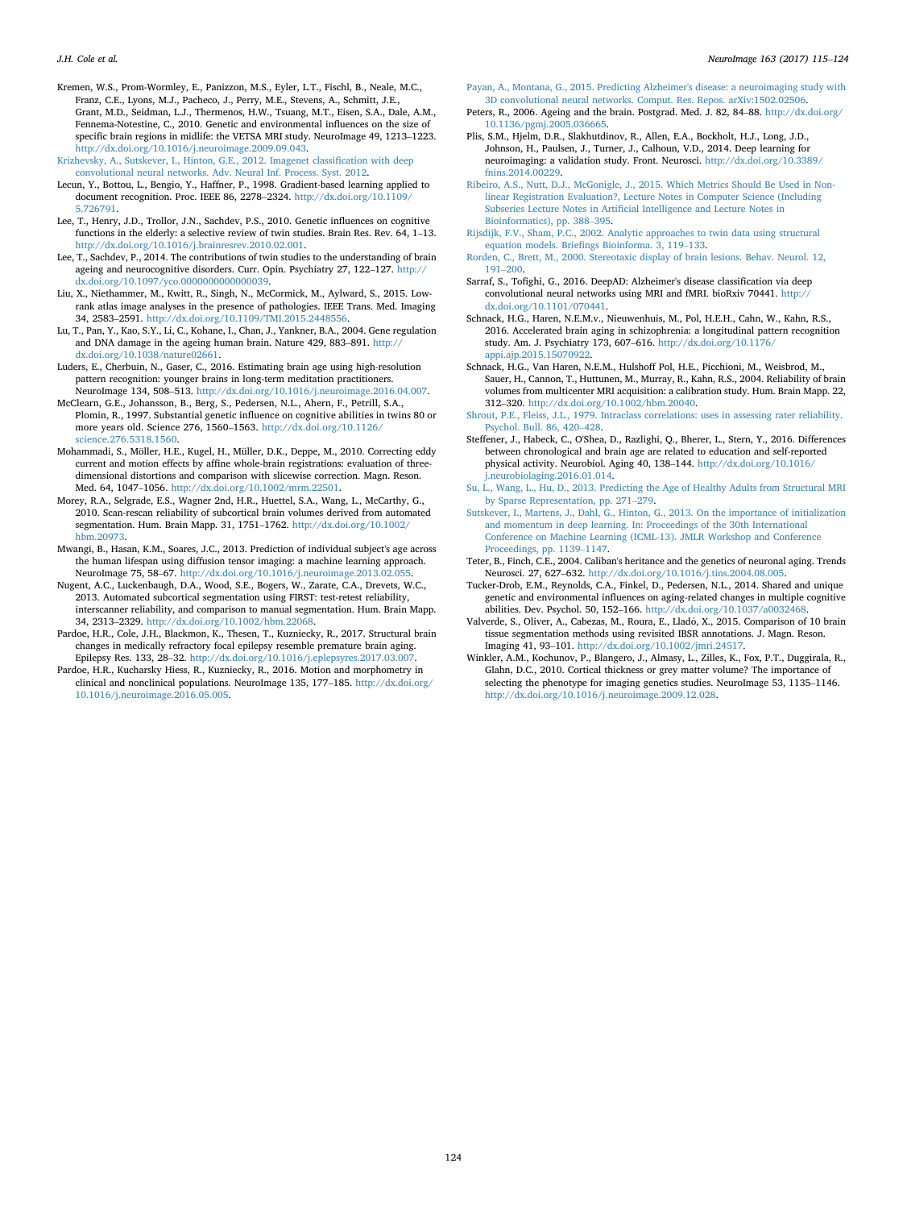Kremen, W.S., Prom-Wormley, E., Panizzon, M.S., Eyler, L.T., Fischl, B., Neale, M.C., Franz, C.E., Lyons, M.J., Pacheco, J., Perry, M.E., Stevens, A., Schmitt, J.E., Grant, M.D., Seidman, L.J., Thermenos, H.W., Tsuang, M.T., Eisen, S.A., Dale, A.M., Fennema-Notestine, C., 2010. Genetic and environmental influences on the size of specific brain regions in midlife: the VETSA MRI study. NeuroImage 49, 1213–1223. http://dx.doi.org/10.1016/j.neuroimage.2009.09.043.

Krizhevsky, A., Sutskever, I., Hinton, G.E., 2012. Imagenet classification with deep convolutional neural networks. Adv. Neural Inf. Process. Syst. 2012.

Lecun, Y., Bottou, L., Bengio, Y., Haffner, P., 1998. Gradient-based learning applied to document recognition. Proc. IEEE 86, 2278–2324. http://dx.doi.org/10.1109/5.726791.

Lee, T., Henry, J.D., Trollor, J.N., Sachdev, P.S., 2010. Genetic influences on cognitive functions in the elderly: a selective review of twin studies. Brain Res. Rev. 64, 1–13. http://dx.doi.org/10.1016/j.brainresrev.2010.02.001.

Lee, T., Sachdev, P., 2014. The contributions of twin studies to the understanding of brain ageing and neurocognitive disorders. Curr. Opin. Psychiatry 27, 122–127. http://dx.doi.org/10.1097/yco.0000000000000039.

Liu, X., Niethammer, M., Kwitt, R., Singh, N., McCormick, M., Aylward, S., 2015. Low-rank atlas image analyses in the presence of pathologies. IEEE Trans. Med. Imaging 34, 2583–2591. http://dx.doi.org/10.1109/TMI.2015.2448556.

Lu, T., Pan, Y., Kao, S.Y., Li, C., Kohane, I., Chan, J., Yankner, B.A., 2004. Gene regulation and DNA damage in the ageing human brain. Nature 429, 883–891. http://dx.doi.org/10.1038/nature02661.

Luders, E., Cherbuin, N., Gaser, C., 2016. Estimating brain age using high-resolution pattern recognition: younger brains in long-term meditation practitioners. NeuroImage 134, 508–513. http://dx.doi.org/10.1016/j.neuroimage.2016.04.007.

McClearn, G.E., Johansson, B., Berg, S., Pedersen, N.L., Ahern, F., Petrill, S.A., Plomin, R., 1997. Substantial genetic influence on cognitive abilities in twins 80 or more years old. Science 276, 1560–1563. http://dx.doi.org/10.1126/science.276.5318.1560.

Mohammadi, S., Möller, H.E., Kugel, H., Müller, D.K., Deppe, M., 2010. Correcting eddy current and motion effects by affine whole-brain registrations: evaluation of three-dimensional distortions and comparison with slicewise correction. Magn. Reson. Med. 64, 1047–1056. http://dx.doi.org/10.1002/mrm.22501.

Morey, R.A., Selgrade, E.S., Wagner 2nd, H.R., Huettel, S.A., Wang, L., McCarthy, G., 2010. Scan-rescan reliability of subcortical brain volumes derived from automated segmentation. Hum. Brain Mapp. 31, 1751–1762. http://dx.doi.org/10.1002/hbm.20973.

Mwangi, B., Hasan, K.M., Soares, J.C., 2013. Prediction of individual subject's age across the human lifespan using diffusion tensor imaging: a machine learning approach. NeuroImage 75, 58–67. http://dx.doi.org/10.1016/j.neuroimage.2013.02.055.

Nugent, A.C., Luckenbaugh, D.A., Wood, S.E., Bogers, W., Zarate, C.A., Drevets, W.C., 2013. Automated subcortical segmentation using FIRST: test-retest reliability, interscanner reliability, and comparison to manual segmentation. Hum. Brain Mapp. 34, 2313–2329. http://dx.doi.org/10.1002/hbm.22068.

Pardoe, H.R., Cole, J.H., Blackmon, K., Thesen, T., Kuzniecky, R., 2017. Structural brain changes in medically refractory focal epilepsy resemble premature brain aging. Epilepsy Res. 133, 28–32. http://dx.doi.org/10.1016/j.eplepsyres.2017.03.007.

Pardoe, H.R., Kucharsky Hiess, R., Kuzniecky, R., 2016. Motion and morphometry in clinical and nonclinical populations. NeuroImage 135, 177–185. http://dx.doi.org/10.1016/j.neuroimage.2016.05.005.

Payan, A., Montana, G., 2015. Predicting Alzheimer's disease: a neuroimaging study with 3D convolutional neural networks. Comput. Res. Repos. arXiv:1502.02506.

Peters, R., 2006. Ageing and the brain. Postgrad. Med. J. 82, 84–88. http://dx.doi.org/10.1136/pgmj.2005.036665.

Plis, S.M., Hjelm, D.R., Slakhutdinov, R., Allen, E.A., Bockholt, H.J., Long, J.D., Johnson, H., Paulsen, J., Turner, J., Calhoun, V.D., 2014. Deep learning for neuroimaging: a validation study. Front. Neurosci. http://dx.doi.org/10.3389/fnins.2014.00229.

Ribeiro, A.S., Nutt, D.J., McGonigle, J., 2015. Which Metrics Should Be Used in Non-linear Registration Evaluation?, Lecture Notes in Computer Science (Including Subseries Lecture Notes in Artificial Intelligence and Lecture Notes in Bioinformatics), pp. 388–395.

Rijsdijk, F.V., Sham, P.C., 2002. Analytic approaches to twin data using structural equation models. Briefings Bioinforma. 3, 119–133.

Rorden, C., Brett, M., 2000. Stereotaxic display of brain lesions. Behav. Neurol. 12, 191–200.

Sarraf, S., Tofighi, G., 2016. DeepAD: Alzheimer's disease classification via deep convolutional neural networks using MRI and fMRI. bioRxiv 70441. http://dx.doi.org/10.1101/070441.

Schnack, H.G., Haren, N.E.M.v., Nieuwenhuis, M., Pol, H.E.H., Cahn, W., Kahn, R.S., 2016. Accelerated brain aging in schizophrenia: a longitudinal pattern recognition study. Am. J. Psychiatry 173, 607–616. http://dx.doi.org/10.1176/appi.ajp.2015.15070922.

Schnack, H.G., Van Haren, N.E.M., Hulshoff Pol, H.E., Picchioni, M., Weisbrod, M., Sauer, H., Cannon, T., Huttunen, M., Murray, R., Kahn, R.S., 2004. Reliability of brain volumes from multicenter MRI acquisition: a calibration study. Hum. Brain Mapp. 22, 312–320. http://dx.doi.org/10.1002/hbm.20040.

Shrout, P.E., Fleiss, J.L., 1979. Intraclass correlations: uses in assessing rater reliability. Psychol. Bull. 86, 420–428.

Steffener, J., Habeck, C., O'Shea, D., Razlighi, Q., Bherer, L., Stern, Y., 2016. Differences between chronological and brain age are related to education and self-reported physical activity. Neurobiol. Aging 40, 138–144. http://dx.doi.org/10.1016/j.neurobiolaging.2016.01.014.

Su, L., Wang, L., Hu, D., 2013. Predicting the Age of Healthy Adults from Structural MRI by Sparse Representation, pp. 271–279.

Sutskever, I., Martens, J., Dahl, G., Hinton, G., 2013. On the importance of initialization and momentum in deep learning. In: Proceedings of the 30th International Conference on Machine Learning (ICML-13). JMLR Workshop and Conference Proceedings, pp. 1139–1147.

Teter, B., Finch, C.E., 2004. Caliban's heritance and the genetics of neuronal aging. Trends Neurosci. 27, 627–632. http://dx.doi.org/10.1016/j.tins.2004.08.005.

Tucker-Drob, E.M., Reynolds, C.A., Finkel, D., Pedersen, N.L., 2014. Shared and unique genetic and environmental influences on aging-related changes in multiple cognitive abilities. Dev. Psychol. 50, 152–166. http://dx.doi.org/10.1037/a0032468.

Valverde, S., Oliver, A., Cabezas, M., Roura, E., Lladó, X., 2015. Comparison of 10 brain tissue segmentation methods using revisited IBSR annotations. J. Magn. Reson. Imaging 41, 93–101. http://dx.doi.org/10.1002/jmri.24517.

Winkler, A.M., Kochunov, P., Blangero, J., Almasy, L., Zilles, K., Fox, P.T., Duggirala, R., Glahn, D.C., 2010. Cortical thickness or grey matter volume? The importance of selecting the phenotype for imaging genetics studies. NeuroImage 53, 1135–1146. http://dx.doi.org/10.1016/j.neuroimage.2009.12.028.